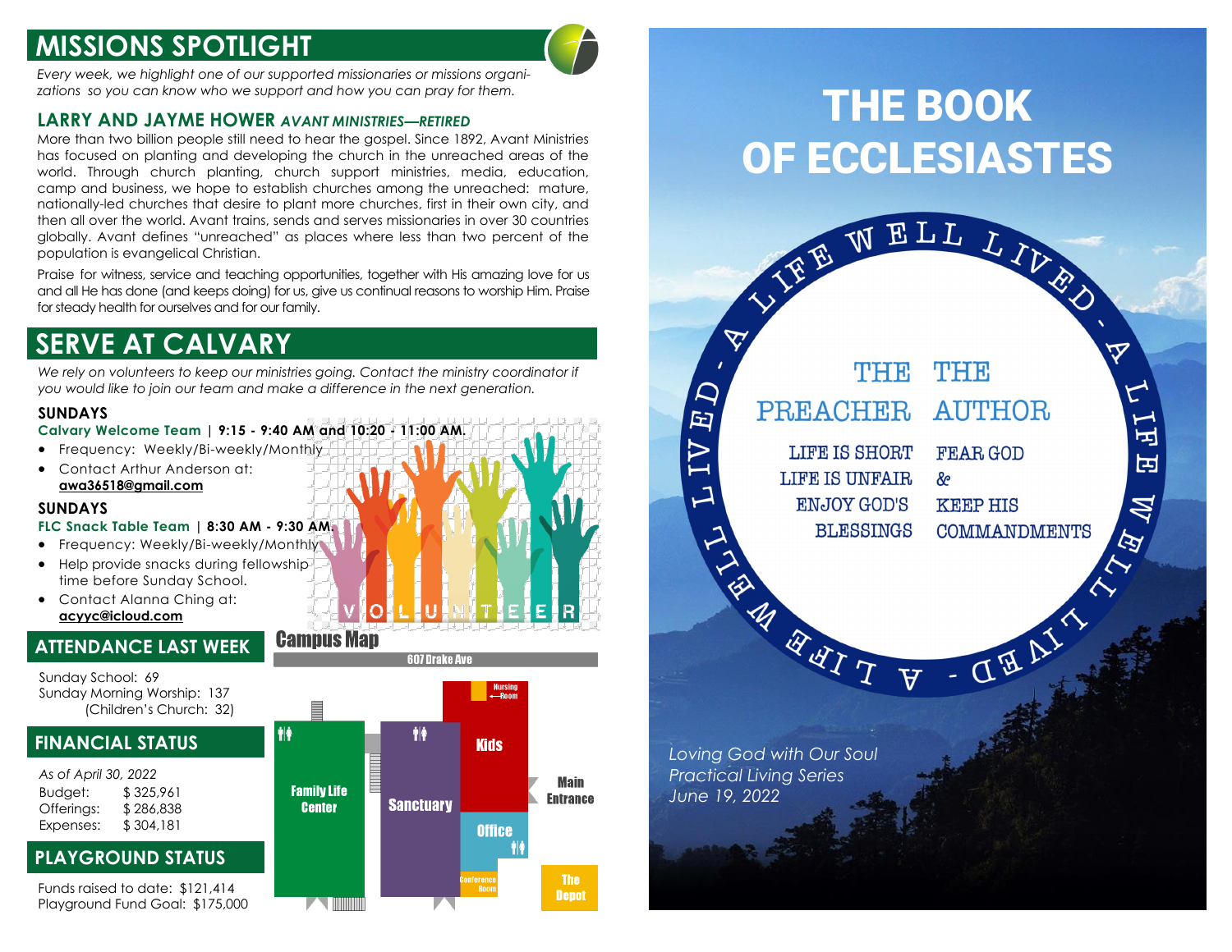# MISSIONS SPOTLIGHT

*Every week, we highlight one of our supported missionaries or missions organizations so you can know who we support and how you can pray for them.*

## LARRY AND JAYME HOWER *AVANT MINISTRIES—RETIRED*

More than two billion people still need to hear the gospel. Since 1892, Avant Ministries has focused on planting and developing the church in the unreached areas of the world. Through church planting, church support ministries, media, education, camp and business, we hope to establish churches among the unreached: mature, nationally-led churches that desire to plant more churches, first in their own city, and then all over the world. Avant trains, sends and serves missionaries in over 30 countries globally. Avant defines "unreached" as places where less than two percent of the population is evangelical Christian.

Praise for witness, service and teaching opportunities, together with His amazing love for us and all He has done (and keeps doing) for us, give us continual reasons to worship Him. Praise for steady health for ourselves and for our family.

# SERVE AT CALVARY

*We rely on volunteers to keep our ministries going. Contact the ministry coordinator if you would like to join our team and make a difference in the next generation.*

**SUNDAYS**

**Calvary Welcome Team | 9:15 - 9:40 AM and 10:20 - 11:00 AM.**

- Frequency: Weekly/Bi-weekly/Monthly
- Contact Arthur Anderson at: **awa36518@gmail.com**

**SUNDAYS**

**FLC Snack Table Team | 8:30 AM - 9:30 AM**

- Frequency: Weekly/Bi-weekly/Monthly
- Help provide snacks during fellowship time before Sunday School.
- Contact Alanna Ching at: **acyyc@icloud.com**

VOLUNTEER

# ATTENDANCE LAST WEEK

Sunday School: 69
Sunday Morning Worship: 137
(Children's Church: 32)

# FINANCIAL STATUS

*As of April 30, 2022*

| | |
|---|---|
| Budget: | $ 325,961 |
| Offerings: | $ 286,838 |
| Expenses: | $ 304,181 |

# PLAYGROUND STATUS

Funds raised to date: $121,414
Playground Fund Goal: $175,000

## Campus Map

607 Drake Ave

Family Life Center, Sanctuary, Kids, Nursing Room, Office, Conference Room, Main Entrance, The Depot

# THE BOOK OF ECCLESIASTES

A LIFE WELL LIVED - A LIFE WELL LIVED - A LIFE WELL LIVED -

| THE PREACHER | THE AUTHOR |
|---|---|
| LIFE IS SHORT | FEAR GOD |
| LIFE IS UNFAIR | & |
| ENJOY GOD'S BLESSINGS | KEEP HIS COMMANDMENTS |

*Loving God with Our Soul*
*Practical Living Series*
*June 19, 2022*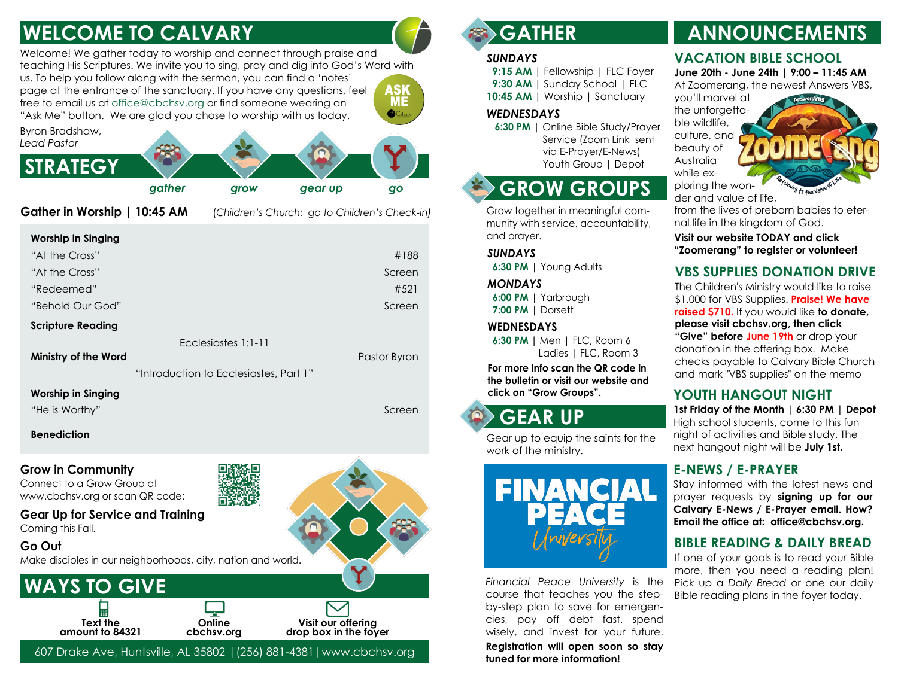# WELCOME TO CALVARY

Welcome! We gather today to worship and connect through praise and teaching His Scriptures. We invite you to sing, pray and dig into God's Word with us. To help you follow along with the sermon, you can find a 'notes' page at the entrance of the sanctuary. If you have any questions, feel free to email us at office@cbchsv.org or find someone wearing an "Ask Me" button. We are glad you chose to worship with us today.

ASK ME

Byron Bradshaw,
*Lead Pastor*

## STRATEGY

*gather* *grow* *gear up* *go*

**Gather in Worship | 10:45 AM** (Children's Church: go to Children's Check-in)

**Worship in Singing**

| | |
|---|---|
| "At the Cross" | #188 |
| "At the Cross" | Screen |
| "Redeemed" | #521 |
| "Behold Our God" | Screen |

**Scripture Reading**

Ecclesiastes 1:1-11

**Ministry of the Word** Pastor Byron

"Introduction to Ecclesiastes, Part 1"

**Worship in Singing**

"He is Worthy" Screen

**Benediction**

**Grow in Community**
Connect to a Grow Group at www.cbchsv.org or scan QR code:

**Gear Up for Service and Training**
Coming this Fall.

**Go Out**
Make disciples in our neighborhoods, city, nation and world.

## WAYS TO GIVE

**Text the amount to 84321** | **Online cbchsv.org** | **Visit our offering drop box in the foyer**

607 Drake Ave, Huntsville, AL 35802 | (256) 881-4381 | www.cbchsv.org

# GATHER

***SUNDAYS***
**9:15 AM** | Fellowship | FLC Foyer
**9:30 AM** | Sunday School | FLC
**10:45 AM** | Worship | Sanctuary

***WEDNESDAYS***
**6:30 PM** | Online Bible Study/Prayer Service (Zoom Link sent via E-Prayer/E-News)
Youth Group | Depot

# GROW GROUPS

Grow together in meaningful community with service, accountability, and prayer.

***SUNDAYS***
**6:30 PM** | Young Adults

***MONDAYS***
**6:00 PM** | Yarbrough
**7:00 PM** | Dorsett

**WEDNESDAYS**
**6:30 PM** | Men | FLC, Room 6
Ladies | FLC, Room 3

**For more info scan the QR code in the bulletin or visit our website and click on "Grow Groups".**

# GEAR UP

Gear up to equip the saints for the work of the ministry.

FINANCIAL PEACE *University*

*Financial Peace University* is the course that teaches you the step-by-step plan to save for emergencies, pay off debt fast, spend wisely, and invest for your future. **Registration will open soon so stay tuned for more information!**

# ANNOUNCEMENTS

## VACATION BIBLE SCHOOL

**June 20th - June 24th | 9:00 – 11:45 AM**
At Zoomerang, the newest Answers VBS, you'll marvel at the unforgettable wildlife, culture, and beauty of Australia while exploring the wonder and value of life, from the lives of preborn babies to eternal life in the kingdom of God.

**Visit our website TODAY and click "Zoomerang" to register or volunteer!**

## VBS SUPPLIES DONATION DRIVE

The Children's Ministry would like to raise $1,000 for VBS Supplies. **Praise! We have raised $710.** If you would like **to donate, please visit cbchsv.org, then click "Give" before June 19th** or drop your donation in the offering box. Make checks payable to Calvary Bible Church and mark "VBS supplies" on the memo

## YOUTH HANGOUT NIGHT

**1st Friday of the Month | 6:30 PM | Depot**
High school students, come to this fun night of activities and Bible study. The next hangout night will be **July 1st.**

## E-NEWS / E-PRAYER

Stay informed with the latest news and prayer requests by **signing up for our Calvary E-News / E-Prayer email. How? Email the office at: office@cbchsv.org.**

## BIBLE READING & DAILY BREAD

If one of your goals is to read your Bible more, then you need a reading plan! Pick up a *Daily Bread* or one our daily Bible reading plans in the foyer today.